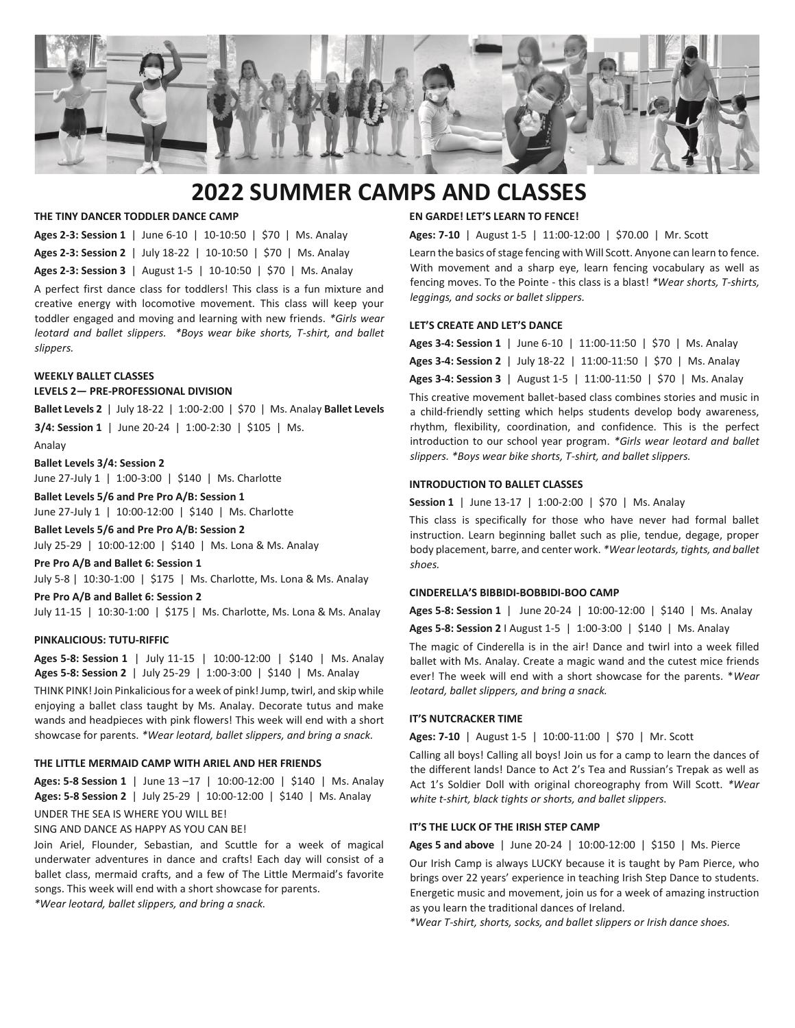# 2022 SUMMER CAMPS AND CLASSES

**THE TINY DANCER TODDLER DANCE CAMP**

**Ages 2-3: Session 1** | June 6-10 | 10-10:50 | $70 | Ms. Analay

**Ages 2-3: Session 2** | July 18-22 | 10-10:50 | $70 | Ms. Analay

**Ages 2-3: Session 3** | August 1-5 | 10-10:50 | $70 | Ms. Analay

A perfect first dance class for toddlers! This class is a fun mixture and creative energy with locomotive movement. This class will keep your toddler engaged and moving and learning with new friends. *\*Girls wear leotard and ballet slippers. \*Boys wear bike shorts, T-shirt, and ballet slippers.*

**WEEKLY BALLET CLASSES**
**LEVELS 2— PRE-PROFESSIONAL DIVISION**

**Ballet Levels 2** | July 18-22 | 1:00-2:00 | $70 | Ms. Analay

**Ballet Levels 3/4: Session 1** | June 20-24 | 1:00-2:30 | $105 | Ms. Analay

**Ballet Levels 3/4: Session 2**
June 27-July 1 | 1:00-3:00 | $140 | Ms. Charlotte

**Ballet Levels 5/6 and Pre Pro A/B: Session 1**
June 27-July 1 | 10:00-12:00 | $140 | Ms. Charlotte

**Ballet Levels 5/6 and Pre Pro A/B: Session 2**
July 25-29 | 10:00-12:00 | $140 | Ms. Lona & Ms. Analay

**Pre Pro A/B and Ballet 6: Session 1**
July 5-8 | 10:30-1:00 | $175 | Ms. Charlotte, Ms. Lona & Ms. Analay

**Pre Pro A/B and Ballet 6: Session 2**
July 11-15 | 10:30-1:00 | $175 | Ms. Charlotte, Ms. Lona & Ms. Analay

**PINKALICIOUS: TUTU-RIFFIC**

**Ages 5-8: Session 1** | July 11-15 | 10:00-12:00 | $140 | Ms. Analay
**Ages 5-8: Session 2** | July 25-29 | 1:00-3:00 | $140 | Ms. Analay

THINK PINK! Join Pinkalicious for a week of pink! Jump, twirl, and skip while enjoying a ballet class taught by Ms. Analay. Decorate tutus and make wands and headpieces with pink flowers! This week will end with a short showcase for parents. *\*Wear leotard, ballet slippers, and bring a snack.*

**THE LITTLE MERMAID CAMP WITH ARIEL AND HER FRIENDS**

**Ages: 5-8 Session 1** | June 13 –17 | 10:00-12:00 | $140 | Ms. Analay
**Ages: 5-8 Session 2** | July 25-29 | 10:00-12:00 | $140 | Ms. Analay

UNDER THE SEA IS WHERE YOU WILL BE!
SING AND DANCE AS HAPPY AS YOU CAN BE!

Join Ariel, Flounder, Sebastian, and Scuttle for a week of magical underwater adventures in dance and crafts! Each day will consist of a ballet class, mermaid crafts, and a few of The Little Mermaid's favorite songs. This week will end with a short showcase for parents.
*\*Wear leotard, ballet slippers, and bring a snack.*

**EN GARDE! LET'S LEARN TO FENCE!**

**Ages: 7-10** | August 1-5 | 11:00-12:00 | $70.00 | Mr. Scott

Learn the basics of stage fencing with Will Scott. Anyone can learn to fence. With movement and a sharp eye, learn fencing vocabulary as well as fencing moves. To the Pointe - this class is a blast! *\*Wear shorts, T-shirts, leggings, and socks or ballet slippers.*

**LET'S CREATE AND LET'S DANCE**

**Ages 3-4: Session 1** | June 6-10 | 11:00-11:50 | $70 | Ms. Analay

**Ages 3-4: Session 2** | July 18-22 | 11:00-11:50 | $70 | Ms. Analay

**Ages 3-4: Session 3** | August 1-5 | 11:00-11:50 | $70 | Ms. Analay

This creative movement ballet-based class combines stories and music in a child-friendly setting which helps students develop body awareness, rhythm, flexibility, coordination, and confidence. This is the perfect introduction to our school year program. *\*Girls wear leotard and ballet slippers. \*Boys wear bike shorts, T-shirt, and ballet slippers.*

**INTRODUCTION TO BALLET CLASSES**

**Session 1** | June 13-17 | 1:00-2:00 | $70 | Ms. Analay

This class is specifically for those who have never had formal ballet instruction. Learn beginning ballet such as plie, tendue, degage, proper body placement, barre, and center work. *\*Wear leotards, tights, and ballet shoes.*

**CINDERELLA'S BIBBIDI-BOBBIDI-BOO CAMP**

**Ages 5-8: Session 1** | June 20-24 | 10:00-12:00 | $140 | Ms. Analay

**Ages 5-8: Session 2** I August 1-5 | 1:00-3:00 | $140 | Ms. Analay

The magic of Cinderella is in the air! Dance and twirl into a week filled ballet with Ms. Analay. Create a magic wand and the cutest mice friends ever! The week will end with a short showcase for the parents. \**Wear leotard, ballet slippers, and bring a snack.*

**IT'S NUTCRACKER TIME**

**Ages: 7-10** | August 1-5 | 10:00-11:00 | $70 | Mr. Scott

Calling all boys! Calling all boys! Join us for a camp to learn the dances of the different lands! Dance to Act 2's Tea and Russian's Trepak as well as Act 1's Soldier Doll with original choreography from Will Scott. *\*Wear white t-shirt, black tights or shorts, and ballet slippers.*

**IT'S THE LUCK OF THE IRISH STEP CAMP**

**Ages 5 and above** | June 20-24 | 10:00-12:00 | $150 | Ms. Pierce

Our Irish Camp is always LUCKY because it is taught by Pam Pierce, who brings over 22 years' experience in teaching Irish Step Dance to students. Energetic music and movement, join us for a week of amazing instruction as you learn the traditional dances of Ireland.
*\*Wear T-shirt, shorts, socks, and ballet slippers or Irish dance shoes.*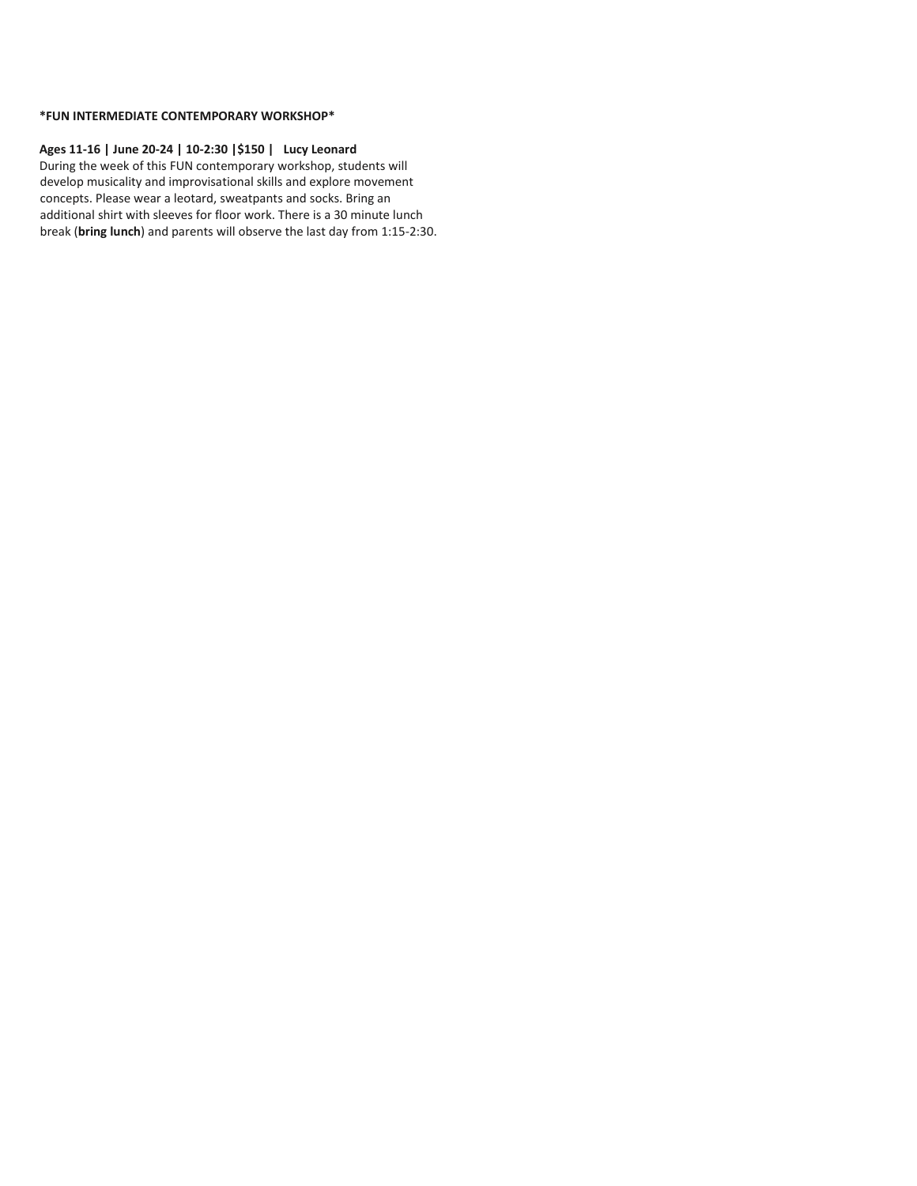**\*FUN INTERMEDIATE CONTEMPORARY WORKSHOP\***

**Ages 11-16 | June 20-24 | 10-2:30 |$150 | Lucy Leonard**

During the week of this FUN contemporary workshop, students will develop musicality and improvisational skills and explore movement concepts. Please wear a leotard, sweatpants and socks. Bring an additional shirt with sleeves for floor work. There is a 30 minute lunch break (**bring lunch**) and parents will observe the last day from 1:15-2:30.